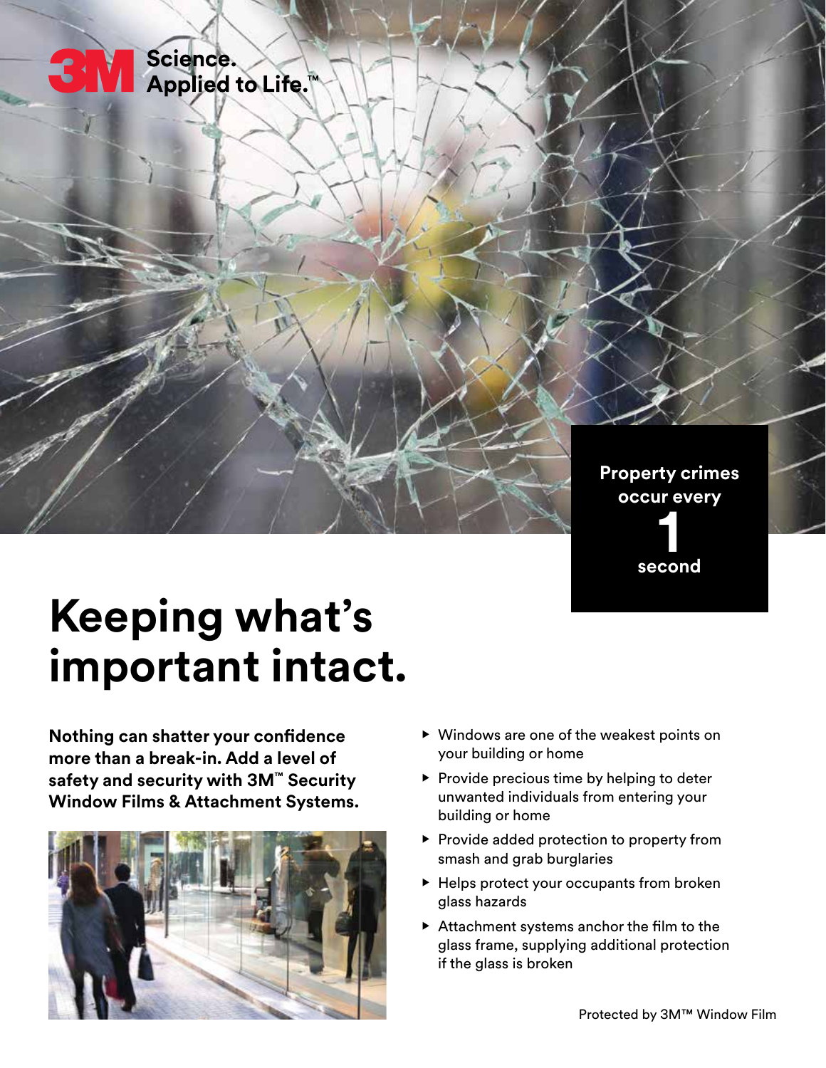3M Science. Applied to Life.™

**Property crimes occur every 1 second**

# Keeping what's important intact.

**Nothing can shatter your confidence more than a break-in. Add a level of safety and security with 3M™ Security Window Films & Attachment Systems.**

- Windows are one of the weakest points on your building or home
- Provide precious time by helping to deter unwanted individuals from entering your building or home
- Provide added protection to property from smash and grab burglaries
- Helps protect your occupants from broken glass hazards
- Attachment systems anchor the film to the glass frame, supplying additional protection if the glass is broken

Protected by 3M™ Window Film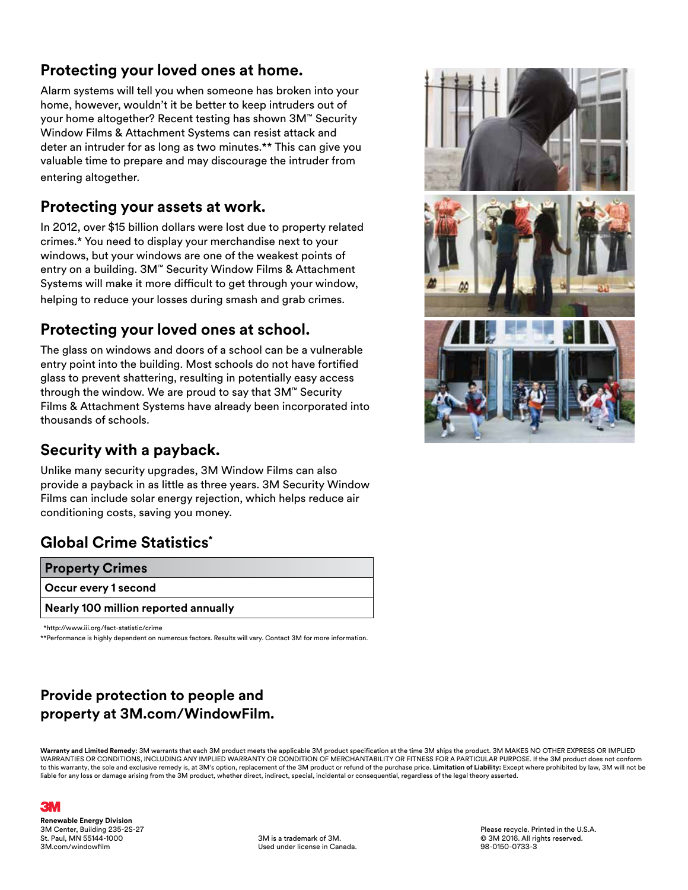## Protecting your loved ones at home.

Alarm systems will tell you when someone has broken into your home, however, wouldn't it be better to keep intruders out of your home altogether? Recent testing has shown 3M™ Security Window Films & Attachment Systems can resist attack and deter an intruder for as long as two minutes.** This can give you valuable time to prepare and may discourage the intruder from entering altogether.

## Protecting your assets at work.

In 2012, over $15 billion dollars were lost due to property related crimes.* You need to display your merchandise next to your windows, but your windows are one of the weakest points of entry on a building. 3M™ Security Window Films & Attachment Systems will make it more difficult to get through your window, helping to reduce your losses during smash and grab crimes.

## Protecting your loved ones at school.

The glass on windows and doors of a school can be a vulnerable entry point into the building. Most schools do not have fortified glass to prevent shattering, resulting in potentially easy access through the window. We are proud to say that 3M™ Security Films & Attachment Systems have already been incorporated into thousands of schools.

## Security with a payback.

Unlike many security upgrades, 3M Window Films can also provide a payback in as little as three years. 3M Security Window Films can include solar energy rejection, which helps reduce air conditioning costs, saving you money.

## Global Crime Statistics*

| Property Crimes |
|---|
| **Occur every 1 second** |
| **Nearly 100 million reported annually** |

*http://www.iii.org/fact-statistic/crime

**Performance is highly dependent on numerous factors. Results will vary. Contact 3M for more information.

## Provide protection to people and property at 3M.com/WindowFilm.

**Warranty and Limited Remedy:** 3M warrants that each 3M product meets the applicable 3M product specification at the time 3M ships the product. 3M MAKES NO OTHER EXPRESS OR IMPLIED WARRANTIES OR CONDITIONS, INCLUDING ANY IMPLIED WARRANTY OR CONDITION OF MERCHANTABILITY OR FITNESS FOR A PARTICULAR PURPOSE. If the 3M product does not conform to this warranty, the sole and exclusive remedy is, at 3M's option, replacement of the 3M product or refund of the purchase price. **Limitation of Liability:** Except where prohibited by law, 3M will not be liable for any loss or damage arising from the 3M product, whether direct, indirect, special, incidental or consequential, regardless of the legal theory asserted.

3M

**Renewable Energy Division**
3M Center, Building 235-2S-27
St. Paul, MN 55144-1000
3M.com/windowfilm

3M is a trademark of 3M.
Used under license in Canada.

Please recycle. Printed in the U.S.A.
© 3M 2016. All rights reserved.
98-0150-0733-3